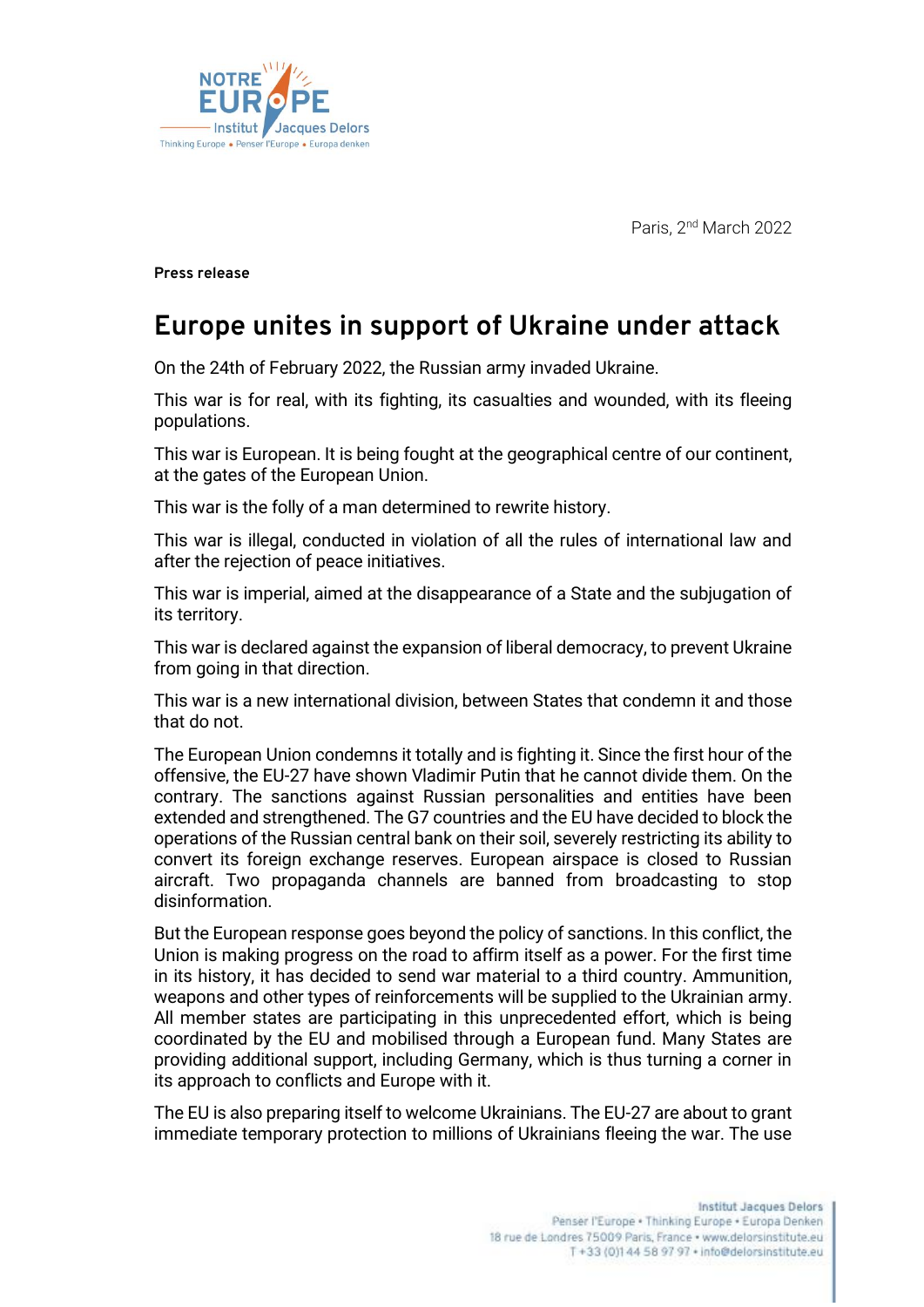Paris, 2nd March 2022

**Press release**

# Europe unites in support of Ukraine under attack

On the 24th of February 2022, the Russian army invaded Ukraine.

This war is for real, with its fighting, its casualties and wounded, with its fleeing populations.

This war is European. It is being fought at the geographical centre of our continent, at the gates of the European Union.

This war is the folly of a man determined to rewrite history.

This war is illegal, conducted in violation of all the rules of international law and after the rejection of peace initiatives.

This war is imperial, aimed at the disappearance of a State and the subjugation of its territory.

This war is declared against the expansion of liberal democracy, to prevent Ukraine from going in that direction.

This war is a new international division, between States that condemn it and those that do not.

The European Union condemns it totally and is fighting it. Since the first hour of the offensive, the EU-27 have shown Vladimir Putin that he cannot divide them. On the contrary. The sanctions against Russian personalities and entities have been extended and strengthened. The G7 countries and the EU have decided to block the operations of the Russian central bank on their soil, severely restricting its ability to convert its foreign exchange reserves. European airspace is closed to Russian aircraft. Two propaganda channels are banned from broadcasting to stop disinformation.

But the European response goes beyond the policy of sanctions. In this conflict, the Union is making progress on the road to affirm itself as a power. For the first time in its history, it has decided to send war material to a third country. Ammunition, weapons and other types of reinforcements will be supplied to the Ukrainian army. All member states are participating in this unprecedented effort, which is being coordinated by the EU and mobilised through a European fund. Many States are providing additional support, including Germany, which is thus turning a corner in its approach to conflicts and Europe with it.

The EU is also preparing itself to welcome Ukrainians. The EU-27 are about to grant immediate temporary protection to millions of Ukrainians fleeing the war. The use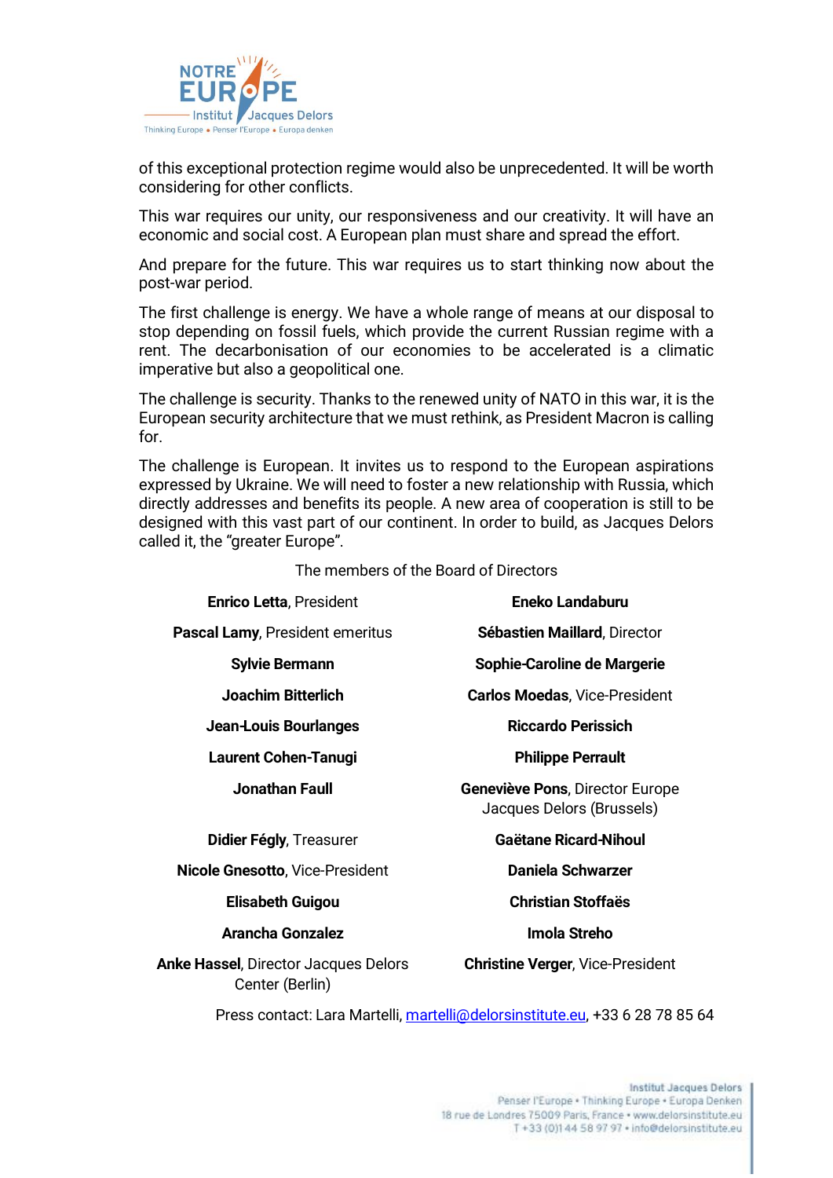of this exceptional protection regime would also be unprecedented. It will be worth considering for other conflicts.

This war requires our unity, our responsiveness and our creativity. It will have an economic and social cost. A European plan must share and spread the effort.

And prepare for the future. This war requires us to start thinking now about the post-war period.

The first challenge is energy. We have a whole range of means at our disposal to stop depending on fossil fuels, which provide the current Russian regime with a rent. The decarbonisation of our economies to be accelerated is a climatic imperative but also a geopolitical one.

The challenge is security. Thanks to the renewed unity of NATO in this war, it is the European security architecture that we must rethink, as President Macron is calling for.

The challenge is European. It invites us to respond to the European aspirations expressed by Ukraine. We will need to foster a new relationship with Russia, which directly addresses and benefits its people. A new area of cooperation is still to be designed with this vast part of our continent. In order to build, as Jacques Delors called it, the "greater Europe".

The members of the Board of Directors

**Enrico Letta**, President

**Pascal Lamy**, President emeritus

**Sylvie Bermann**

**Joachim Bitterlich**

**Jean-Louis Bourlanges**

**Laurent Cohen-Tanugi**

**Jonathan Faull**

**Didier Fégly**, Treasurer

**Nicole Gnesotto**, Vice-President

**Elisabeth Guigou**

**Arancha Gonzalez**

**Anke Hassel**, Director Jacques Delors Center (Berlin)

**Eneko Landaburu**

**Sébastien Maillard**, Director

**Sophie-Caroline de Margerie**

**Carlos Moedas**, Vice-President

**Riccardo Perissich**

**Philippe Perrault**

**Geneviève Pons**, Director Europe Jacques Delors (Brussels)

**Gaëtane Ricard-Nihoul**

**Daniela Schwarzer**

**Christian Stoffaës**

**Imola Streho**

**Christine Verger**, Vice-President

Press contact: Lara Martelli, martelli@delorsinstitute.eu, +33 6 28 78 85 64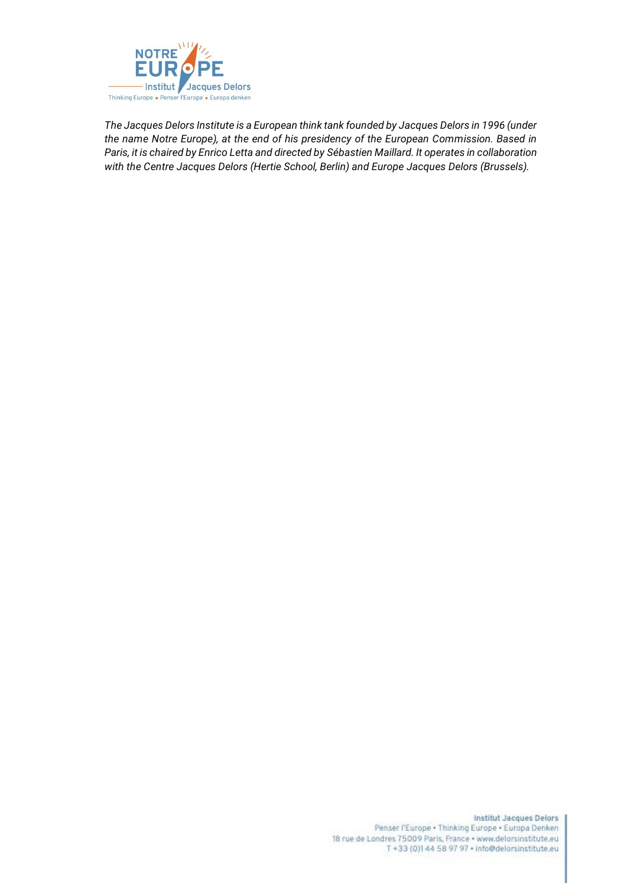*The Jacques Delors Institute is a European think tank founded by Jacques Delors in 1996 (under the name Notre Europe), at the end of his presidency of the European Commission. Based in Paris, it is chaired by Enrico Letta and directed by Sébastien Maillard. It operates in collaboration with the Centre Jacques Delors (Hertie School, Berlin) and Europe Jacques Delors (Brussels).*

Institut Jacques Delors
Penser l'Europe • Thinking Europe • Europa Denken
18 rue de Londres 75009 Paris, France • www.delorsinstitute.eu
T +33 (0)1 44 58 97 97 • info@delorsinstitute.eu